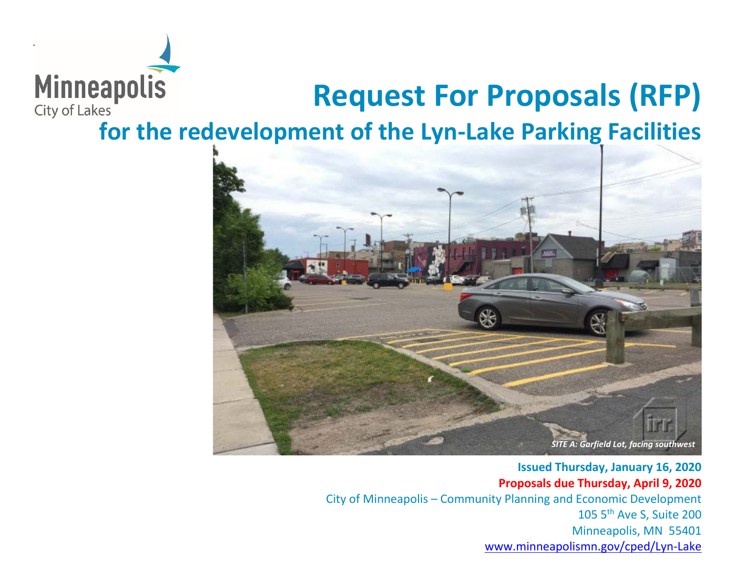Minneapolis
City of Lakes

# Request For Proposals (RFP)

## for the redevelopment of the Lyn-Lake Parking Facilities

*SITE A: Garfield Lot, facing southwest*

**Issued Thursday, January 16, 2020**

**Proposals due Thursday, April 9, 2020**

City of Minneapolis – Community Planning and Economic Development
105 5th Ave S, Suite 200
Minneapolis, MN 55401
www.minneapolismn.gov/cped/Lyn-Lake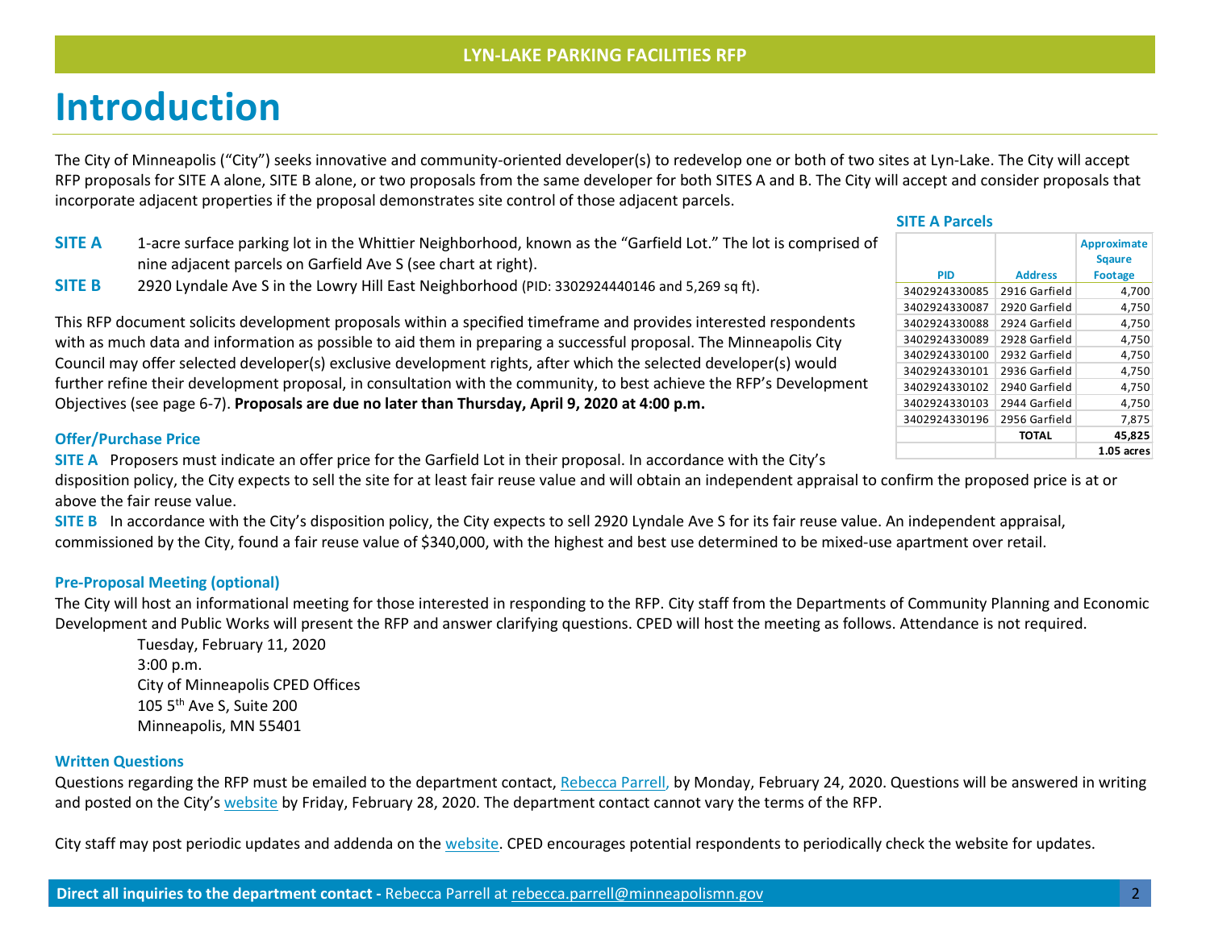# Introduction

The City of Minneapolis ("City") seeks innovative and community-oriented developer(s) to redevelop one or both of two sites at Lyn-Lake. The City will accept RFP proposals for SITE A alone, SITE B alone, or two proposals from the same developer for both SITES A and B. The City will accept and consider proposals that incorporate adjacent properties if the proposal demonstrates site control of those adjacent parcels.

**SITE A** 1-acre surface parking lot in the Whittier Neighborhood, known as the "Garfield Lot." The lot is comprised of nine adjacent parcels on Garfield Ave S (see chart at right).

**SITE B** 2920 Lyndale Ave S in the Lowry Hill East Neighborhood (PID: 3302924440146 and 5,269 sq ft).

**SITE A Parcels**

| PID | Address | Approximate Sqaure Footage |
|---|---|---|
| 3402924330085 | 2916 Garfield | 4,700 |
| 3402924330087 | 2920 Garfield | 4,750 |
| 3402924330088 | 2924 Garfield | 4,750 |
| 3402924330089 | 2928 Garfield | 4,750 |
| 3402924330100 | 2932 Garfield | 4,750 |
| 3402924330101 | 2936 Garfield | 4,750 |
| 3402924330102 | 2940 Garfield | 4,750 |
| 3402924330103 | 2944 Garfield | 4,750 |
| 3402924330196 | 2956 Garfield | 7,875 |
| | **TOTAL** | **45,825** |
| | | **1.05 acres** |

This RFP document solicits development proposals within a specified timeframe and provides interested respondents with as much data and information as possible to aid them in preparing a successful proposal. The Minneapolis City Council may offer selected developer(s) exclusive development rights, after which the selected developer(s) would further refine their development proposal, in consultation with the community, to best achieve the RFP's Development Objectives (see page 6-7). **Proposals are due no later than Thursday, April 9, 2020 at 4:00 p.m.**

### Offer/Purchase Price

**SITE A** Proposers must indicate an offer price for the Garfield Lot in their proposal. In accordance with the City's disposition policy, the City expects to sell the site for at least fair reuse value and will obtain an independent appraisal to confirm the proposed price is at or above the fair reuse value.

**SITE B** In accordance with the City's disposition policy, the City expects to sell 2920 Lyndale Ave S for its fair reuse value. An independent appraisal, commissioned by the City, found a fair reuse value of $340,000, with the highest and best use determined to be mixed-use apartment over retail.

### Pre-Proposal Meeting (optional)

The City will host an informational meeting for those interested in responding to the RFP. City staff from the Departments of Community Planning and Economic Development and Public Works will present the RFP and answer clarifying questions. CPED will host the meeting as follows. Attendance is not required.

Tuesday, February 11, 2020
3:00 p.m.
City of Minneapolis CPED Offices
105 5th Ave S, Suite 200
Minneapolis, MN 55401

### Written Questions

Questions regarding the RFP must be emailed to the department contact, Rebecca Parrell, by Monday, February 24, 2020. Questions will be answered in writing and posted on the City's website by Friday, February 28, 2020. The department contact cannot vary the terms of the RFP.

City staff may post periodic updates and addenda on the website. CPED encourages potential respondents to periodically check the website for updates.

**Direct all inquiries to the department contact -** Rebecca Parrell at rebecca.parrell@minneapolismn.gov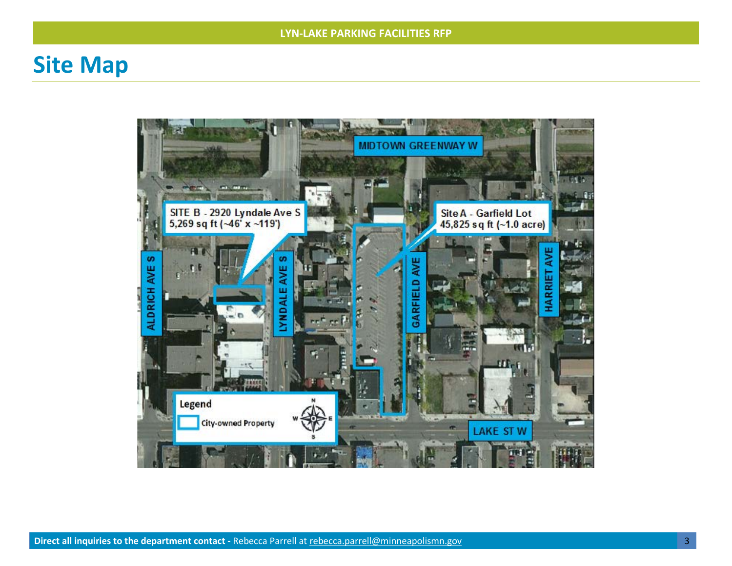# Site Map

SITE B - 2920 Lyndale Ave S
5,269 sq ft (~46' x ~119')

Site A - Garfield Lot
45,825 sq ft (~1.0 acre)

MIDTOWN GREENWAY W

ALDRICH AVE S

LYNDALE AVE S

GARFIELD AVE

HARRIET AVE

LAKE ST W

Legend

City-owned Property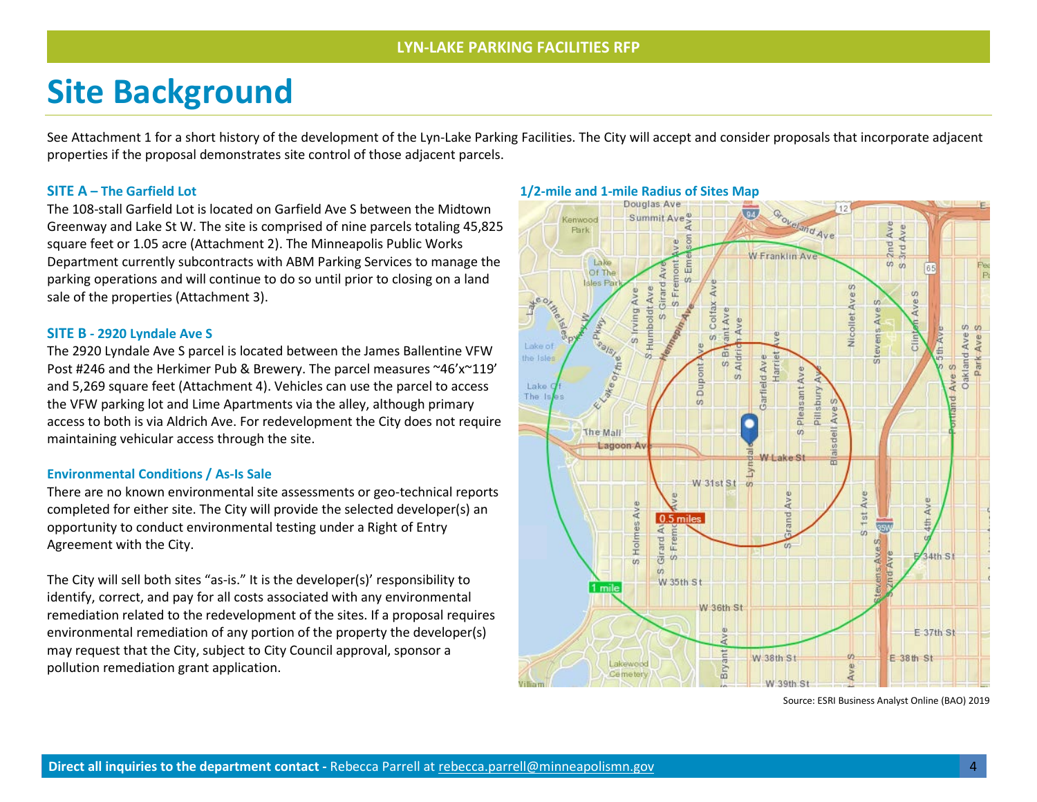# Site Background

See Attachment 1 for a short history of the development of the Lyn-Lake Parking Facilities. The City will accept and consider proposals that incorporate adjacent properties if the proposal demonstrates site control of those adjacent parcels.

### SITE A – The Garfield Lot

The 108-stall Garfield Lot is located on Garfield Ave S between the Midtown Greenway and Lake St W. The site is comprised of nine parcels totaling 45,825 square feet or 1.05 acre (Attachment 2). The Minneapolis Public Works Department currently subcontracts with ABM Parking Services to manage the parking operations and will continue to do so until prior to closing on a land sale of the properties (Attachment 3).

### SITE B - 2920 Lyndale Ave S

The 2920 Lyndale Ave S parcel is located between the James Ballentine VFW Post #246 and the Herkimer Pub & Brewery. The parcel measures ~46'x~119' and 5,269 square feet (Attachment 4). Vehicles can use the parcel to access the VFW parking lot and Lime Apartments via the alley, although primary access to both is via Aldrich Ave. For redevelopment the City does not require maintaining vehicular access through the site.

### Environmental Conditions / As-Is Sale

There are no known environmental site assessments or geo-technical reports completed for either site. The City will provide the selected developer(s) an opportunity to conduct environmental testing under a Right of Entry Agreement with the City.

The City will sell both sites "as-is." It is the developer(s)' responsibility to identify, correct, and pay for all costs associated with any environmental remediation related to the redevelopment of the sites. If a proposal requires environmental remediation of any portion of the property the developer(s) may request that the City, subject to City Council approval, sponsor a pollution remediation grant application.

### 1/2-mile and 1-mile Radius of Sites Map

Source: ESRI Business Analyst Online (BAO) 2019

**Direct all inquiries to the department contact -** Rebecca Parrell at rebecca.parrell@minneapolismn.gov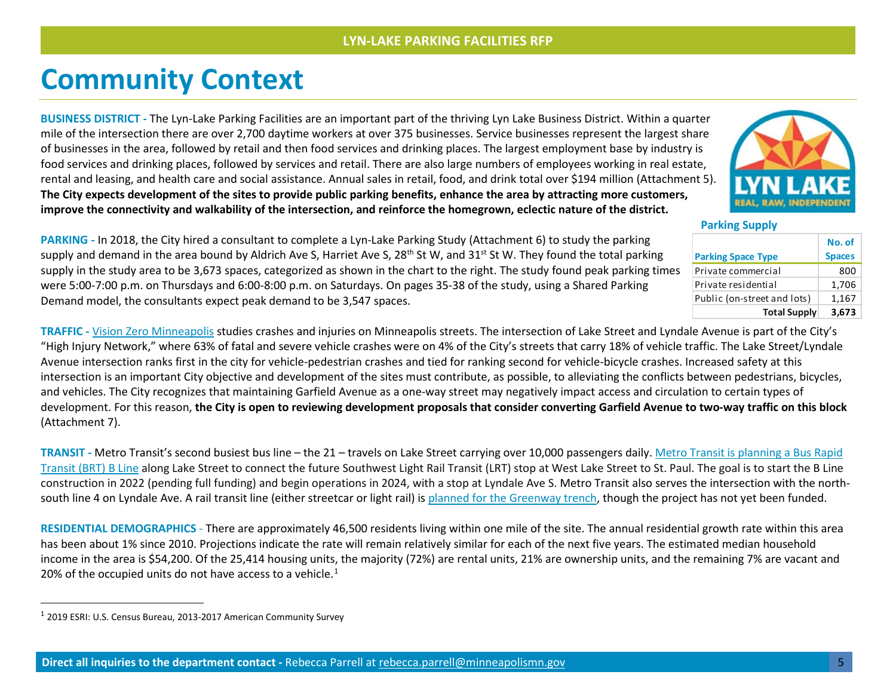# Community Context

**BUSINESS DISTRICT -** The Lyn-Lake Parking Facilities are an important part of the thriving Lyn Lake Business District. Within a quarter mile of the intersection there are over 2,700 daytime workers at over 375 businesses. Service businesses represent the largest share of businesses in the area, followed by retail and then food services and drinking places. The largest employment base by industry is food services and drinking places, followed by services and retail. There are also large numbers of employees working in real estate, rental and leasing, and health care and social assistance. Annual sales in retail, food, and drink total over $194 million (Attachment 5). **The City expects development of the sites to provide public parking benefits, enhance the area by attracting more customers, improve the connectivity and walkability of the intersection, and reinforce the homegrown, eclectic nature of the district.**

**PARKING -** In 2018, the City hired a consultant to complete a Lyn-Lake Parking Study (Attachment 6) to study the parking supply and demand in the area bound by Aldrich Ave S, Harriet Ave S, 28th St W, and 31st St W. They found the total parking supply in the study area to be 3,673 spaces, categorized as shown in the chart to the right. The study found peak parking times were 5:00-7:00 p.m. on Thursdays and 6:00-8:00 p.m. on Saturdays. On pages 35-38 of the study, using a Shared Parking Demand model, the consultants expect peak demand to be 3,547 spaces.

**Parking Supply**

| Parking Space Type | No. of Spaces |
|---|---|
| Private commercial | 800 |
| Private residential | 1,706 |
| Public (on-street and lots) | 1,167 |
| **Total Supply** | **3,673** |

**TRAFFIC -** Vision Zero Minneapolis studies crashes and injuries on Minneapolis streets. The intersection of Lake Street and Lyndale Avenue is part of the City's "High Injury Network," where 63% of fatal and severe vehicle crashes were on 4% of the City's streets that carry 18% of vehicle traffic. The Lake Street/Lyndale Avenue intersection ranks first in the city for vehicle-pedestrian crashes and tied for ranking second for vehicle-bicycle crashes. Increased safety at this intersection is an important City objective and development of the sites must contribute, as possible, to alleviating the conflicts between pedestrians, bicycles, and vehicles. The City recognizes that maintaining Garfield Avenue as a one-way street may negatively impact access and circulation to certain types of development. For this reason, **the City is open to reviewing development proposals that consider converting Garfield Avenue to two-way traffic on this block** (Attachment 7).

**TRANSIT -** Metro Transit's second busiest bus line – the 21 – travels on Lake Street carrying over 10,000 passengers daily. Metro Transit is planning a Bus Rapid Transit (BRT) B Line along Lake Street to connect the future Southwest Light Rail Transit (LRT) stop at West Lake Street to St. Paul. The goal is to start the B Line construction in 2022 (pending full funding) and begin operations in 2024, with a stop at Lyndale Ave S. Metro Transit also serves the intersection with the north-south line 4 on Lyndale Ave. A rail transit line (either streetcar or light rail) is planned for the Greenway trench, though the project has not yet been funded.

**RESIDENTIAL DEMOGRAPHICS** - There are approximately 46,500 residents living within one mile of the site. The annual residential growth rate within this area has been about 1% since 2010. Projections indicate the rate will remain relatively similar for each of the next five years. The estimated median household income in the area is $54,200. Of the 25,414 housing units, the majority (72%) are rental units, 21% are ownership units, and the remaining 7% are vacant and 20% of the occupied units do not have access to a vehicle.[1]

[1] 2019 ESRI: U.S. Census Bureau, 2013-2017 American Community Survey

**Direct all inquiries to the department contact -** Rebecca Parrell at rebecca.parrell@minneapolismn.gov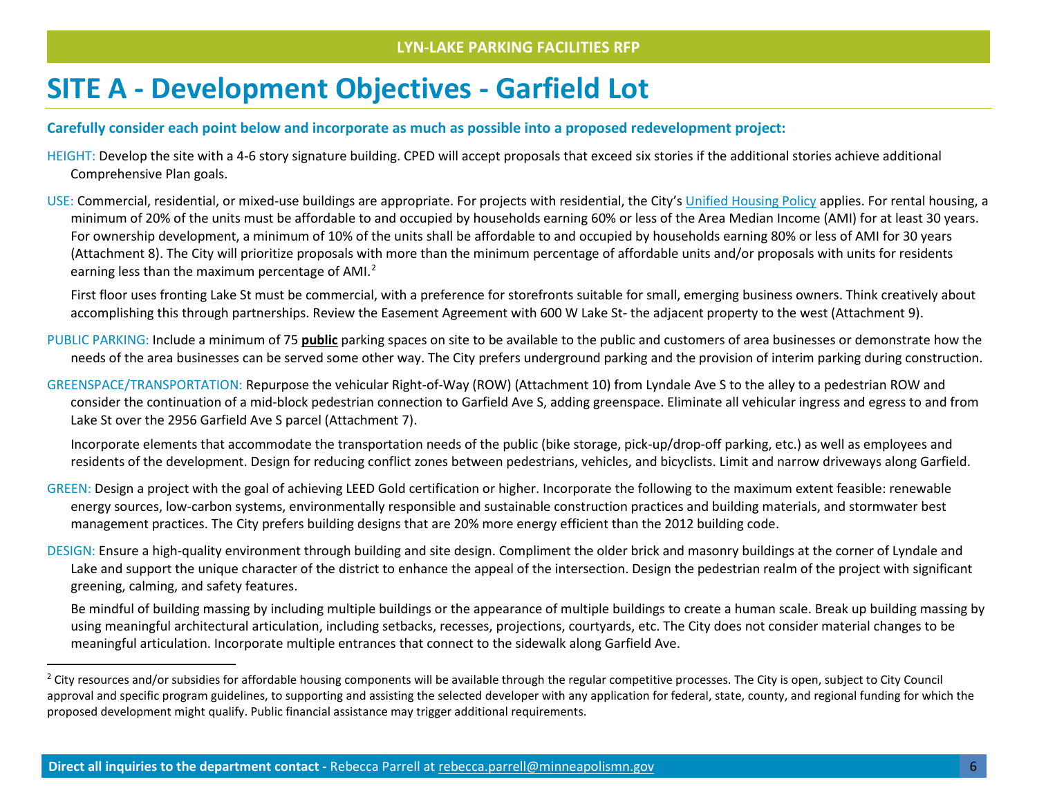# SITE A - Development Objectives - Garfield Lot

**Carefully consider each point below and incorporate as much as possible into a proposed redevelopment project:**

HEIGHT: Develop the site with a 4-6 story signature building. CPED will accept proposals that exceed six stories if the additional stories achieve additional Comprehensive Plan goals.

USE: Commercial, residential, or mixed-use buildings are appropriate. For projects with residential, the City's Unified Housing Policy applies. For rental housing, a minimum of 20% of the units must be affordable to and occupied by households earning 60% or less of the Area Median Income (AMI) for at least 30 years. For ownership development, a minimum of 10% of the units shall be affordable to and occupied by households earning 80% or less of AMI for 30 years (Attachment 8). The City will prioritize proposals with more than the minimum percentage of affordable units and/or proposals with units for residents earning less than the maximum percentage of AMI.[2]

First floor uses fronting Lake St must be commercial, with a preference for storefronts suitable for small, emerging business owners. Think creatively about accomplishing this through partnerships. Review the Easement Agreement with 600 W Lake St- the adjacent property to the west (Attachment 9).

PUBLIC PARKING: Include a minimum of 75 **public** parking spaces on site to be available to the public and customers of area businesses or demonstrate how the needs of the area businesses can be served some other way. The City prefers underground parking and the provision of interim parking during construction.

GREENSPACE/TRANSPORTATION: Repurpose the vehicular Right-of-Way (ROW) (Attachment 10) from Lyndale Ave S to the alley to a pedestrian ROW and consider the continuation of a mid-block pedestrian connection to Garfield Ave S, adding greenspace. Eliminate all vehicular ingress and egress to and from Lake St over the 2956 Garfield Ave S parcel (Attachment 7).

Incorporate elements that accommodate the transportation needs of the public (bike storage, pick-up/drop-off parking, etc.) as well as employees and residents of the development. Design for reducing conflict zones between pedestrians, vehicles, and bicyclists. Limit and narrow driveways along Garfield.

GREEN: Design a project with the goal of achieving LEED Gold certification or higher. Incorporate the following to the maximum extent feasible: renewable energy sources, low-carbon systems, environmentally responsible and sustainable construction practices and building materials, and stormwater best management practices. The City prefers building designs that are 20% more energy efficient than the 2012 building code.

DESIGN: Ensure a high-quality environment through building and site design. Compliment the older brick and masonry buildings at the corner of Lyndale and Lake and support the unique character of the district to enhance the appeal of the intersection. Design the pedestrian realm of the project with significant greening, calming, and safety features.

Be mindful of building massing by including multiple buildings or the appearance of multiple buildings to create a human scale. Break up building massing by using meaningful architectural articulation, including setbacks, recesses, projections, courtyards, etc. The City does not consider material changes to be meaningful articulation. Incorporate multiple entrances that connect to the sidewalk along Garfield Ave.

---

[2] City resources and/or subsidies for affordable housing components will be available through the regular competitive processes. The City is open, subject to City Council approval and specific program guidelines, to supporting and assisting the selected developer with any application for federal, state, county, and regional funding for which the proposed development might qualify. Public financial assistance may trigger additional requirements.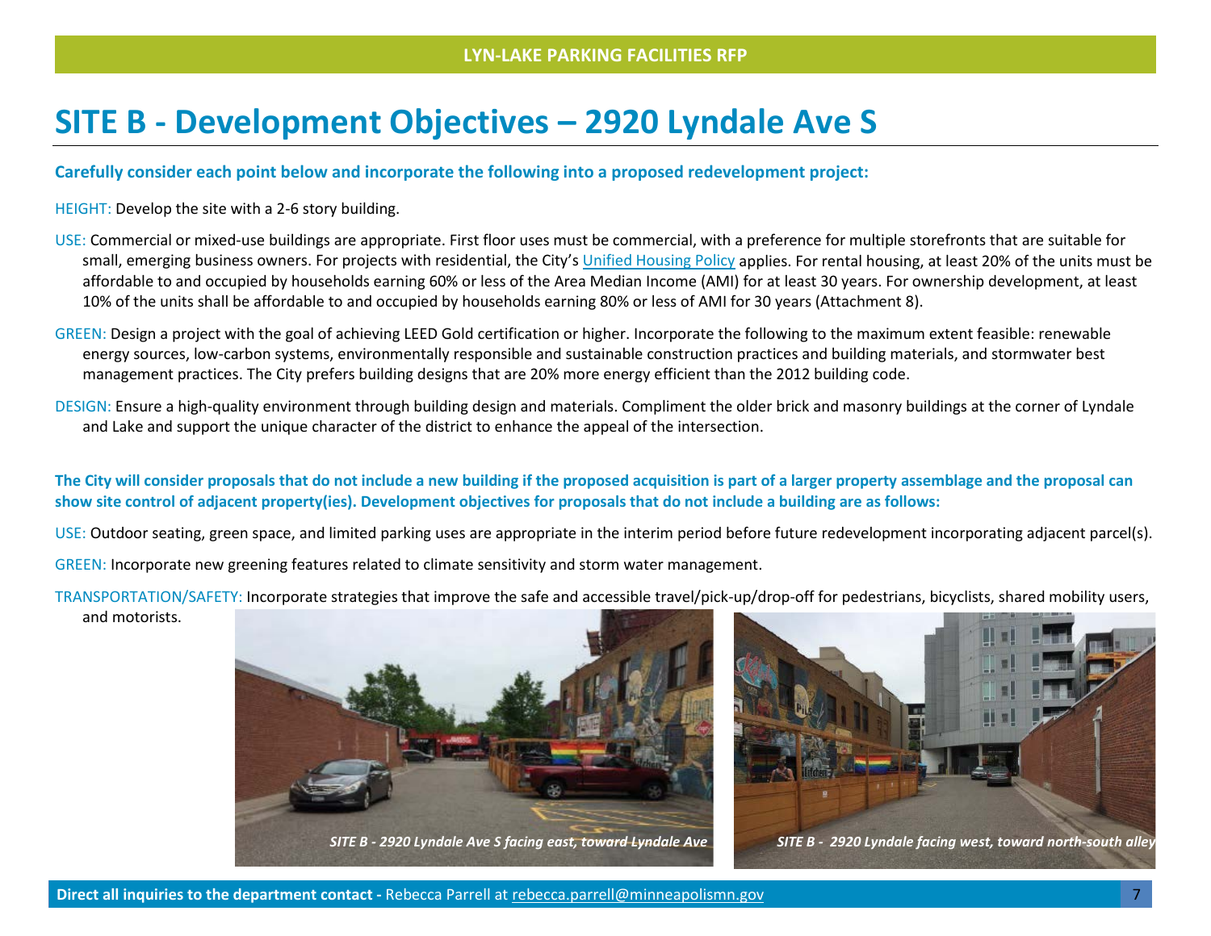# SITE B - Development Objectives – 2920 Lyndale Ave S

**Carefully consider each point below and incorporate the following into a proposed redevelopment project:**

HEIGHT: Develop the site with a 2-6 story building.

USE: Commercial or mixed-use buildings are appropriate. First floor uses must be commercial, with a preference for multiple storefronts that are suitable for small, emerging business owners. For projects with residential, the City's Unified Housing Policy applies. For rental housing, at least 20% of the units must be affordable to and occupied by households earning 60% or less of the Area Median Income (AMI) for at least 30 years. For ownership development, at least 10% of the units shall be affordable to and occupied by households earning 80% or less of AMI for 30 years (Attachment 8).

GREEN: Design a project with the goal of achieving LEED Gold certification or higher. Incorporate the following to the maximum extent feasible: renewable energy sources, low-carbon systems, environmentally responsible and sustainable construction practices and building materials, and stormwater best management practices. The City prefers building designs that are 20% more energy efficient than the 2012 building code.

DESIGN: Ensure a high-quality environment through building design and materials. Compliment the older brick and masonry buildings at the corner of Lyndale and Lake and support the unique character of the district to enhance the appeal of the intersection.

**The City will consider proposals that do not include a new building if the proposed acquisition is part of a larger property assemblage and the proposal can show site control of adjacent property(ies). Development objectives for proposals that do not include a building are as follows:**

USE: Outdoor seating, green space, and limited parking uses are appropriate in the interim period before future redevelopment incorporating adjacent parcel(s).

GREEN: Incorporate new greening features related to climate sensitivity and storm water management.

TRANSPORTATION/SAFETY: Incorporate strategies that improve the safe and accessible travel/pick-up/drop-off for pedestrians, bicyclists, shared mobility users, and motorists.

*SITE B - 2920 Lyndale Ave S facing east, toward Lyndale Ave*

*SITE B - 2920 Lyndale facing west, toward north-south alley*

**Direct all inquiries to the department contact -** Rebecca Parrell at rebecca.parrell@minneapolismn.gov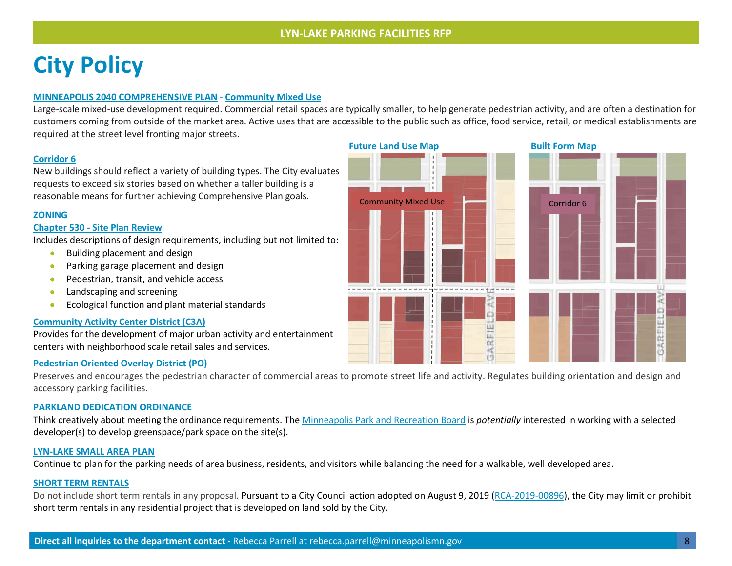# City Policy

**MINNEAPOLIS 2040 COMPREHENSIVE PLAN - Community Mixed Use**

Large-scale mixed-use development required. Commercial retail spaces are typically smaller, to help generate pedestrian activity, and are often a destination for customers coming from outside of the market area. Active uses that are accessible to the public such as office, food service, retail, or medical establishments are required at the street level fronting major streets.

**Corridor 6**

New buildings should reflect a variety of building types. The City evaluates requests to exceed six stories based on whether a taller building is a reasonable means for further achieving Comprehensive Plan goals.

**Future Land Use Map**

Community Mixed Use

**Built Form Map**

Corridor 6

## ZONING

**Chapter 530 - Site Plan Review**

Includes descriptions of design requirements, including but not limited to:

- Building placement and design
- Parking garage placement and design
- Pedestrian, transit, and vehicle access
- Landscaping and screening
- Ecological function and plant material standards

**Community Activity Center District (C3A)**

Provides for the development of major urban activity and entertainment centers with neighborhood scale retail sales and services.

**Pedestrian Oriented Overlay District (PO)**

Preserves and encourages the pedestrian character of commercial areas to promote street life and activity. Regulates building orientation and design and accessory parking facilities.

## PARKLAND DEDICATION ORDINANCE

Think creatively about meeting the ordinance requirements. The Minneapolis Park and Recreation Board is *potentially* interested in working with a selected developer(s) to develop greenspace/park space on the site(s).

## LYN-LAKE SMALL AREA PLAN

Continue to plan for the parking needs of area business, residents, and visitors while balancing the need for a walkable, well developed area.

## SHORT TERM RENTALS

Do not include short term rentals in any proposal. Pursuant to a City Council action adopted on August 9, 2019 (RCA-2019-00896), the City may limit or prohibit short term rentals in any residential project that is developed on land sold by the City.

**Direct all inquiries to the department contact -** Rebecca Parrell at rebecca.parrell@minneapolismn.gov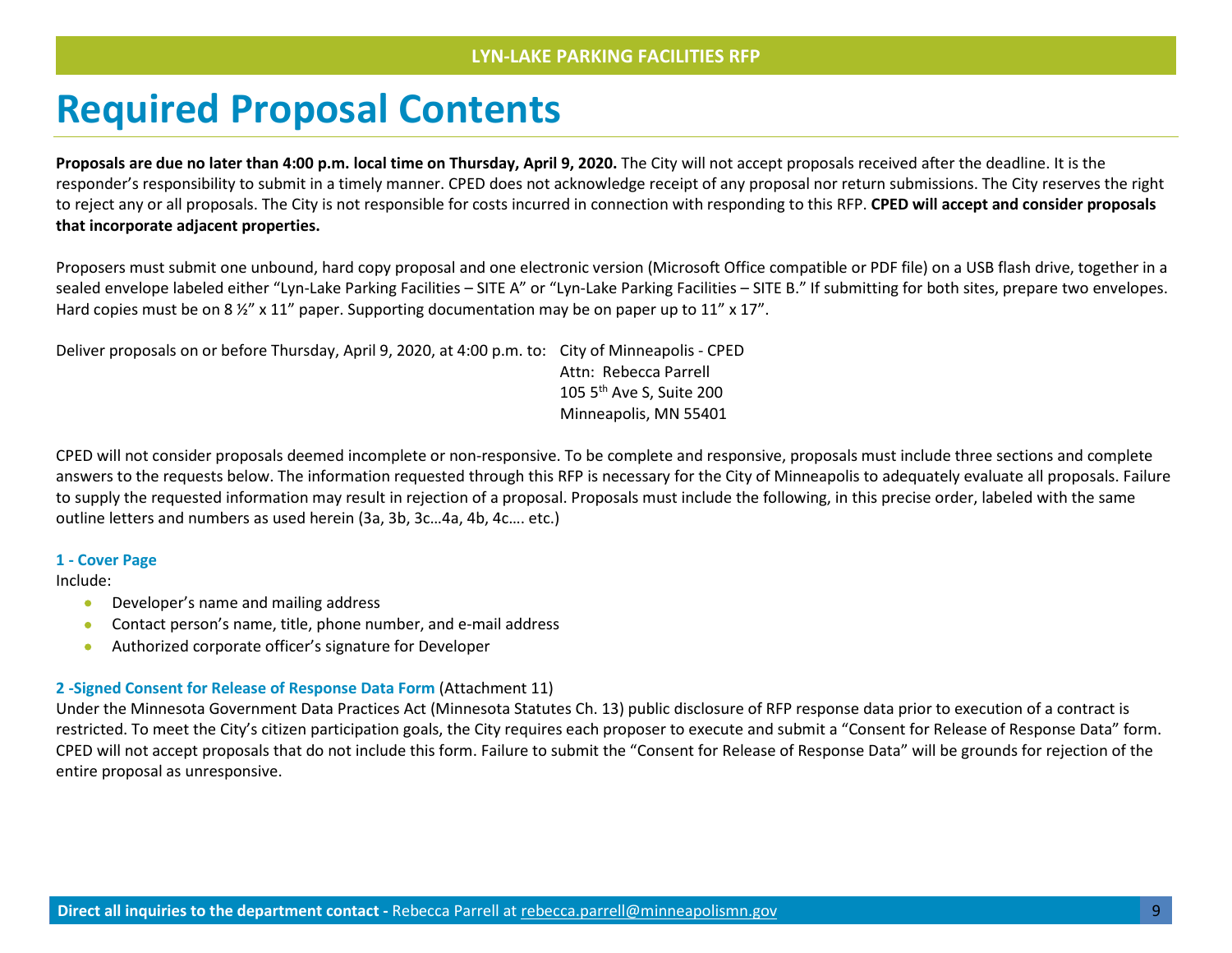# Required Proposal Contents

**Proposals are due no later than 4:00 p.m. local time on Thursday, April 9, 2020.** The City will not accept proposals received after the deadline. It is the responder's responsibility to submit in a timely manner. CPED does not acknowledge receipt of any proposal nor return submissions. The City reserves the right to reject any or all proposals. The City is not responsible for costs incurred in connection with responding to this RFP. **CPED will accept and consider proposals that incorporate adjacent properties.**

Proposers must submit one unbound, hard copy proposal and one electronic version (Microsoft Office compatible or PDF file) on a USB flash drive, together in a sealed envelope labeled either "Lyn-Lake Parking Facilities – SITE A" or "Lyn-Lake Parking Facilities – SITE B." If submitting for both sites, prepare two envelopes. Hard copies must be on 8 ½" x 11" paper. Supporting documentation may be on paper up to 11" x 17".

Deliver proposals on or before Thursday, April 9, 2020, at 4:00 p.m. to:

City of Minneapolis - CPED
Attn: Rebecca Parrell
105 5th Ave S, Suite 200
Minneapolis, MN 55401

CPED will not consider proposals deemed incomplete or non-responsive. To be complete and responsive, proposals must include three sections and complete answers to the requests below. The information requested through this RFP is necessary for the City of Minneapolis to adequately evaluate all proposals. Failure to supply the requested information may result in rejection of a proposal. Proposals must include the following, in this precise order, labeled with the same outline letters and numbers as used herein (3a, 3b, 3c…4a, 4b, 4c…. etc.)

### 1 - Cover Page

Include:

- Developer's name and mailing address
- Contact person's name, title, phone number, and e-mail address
- Authorized corporate officer's signature for Developer

### 2 -Signed Consent for Release of Response Data Form (Attachment 11)

Under the Minnesota Government Data Practices Act (Minnesota Statutes Ch. 13) public disclosure of RFP response data prior to execution of a contract is restricted. To meet the City's citizen participation goals, the City requires each proposer to execute and submit a "Consent for Release of Response Data" form. CPED will not accept proposals that do not include this form. Failure to submit the "Consent for Release of Response Data" will be grounds for rejection of the entire proposal as unresponsive.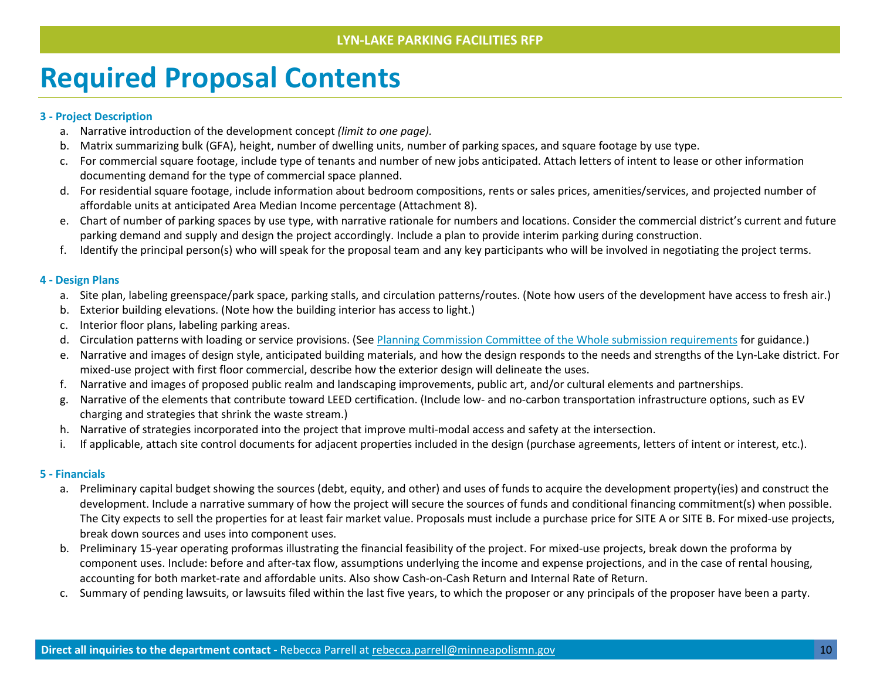# Required Proposal Contents

### 3 - Project Description

a. Narrative introduction of the development concept *(limit to one page).*
b. Matrix summarizing bulk (GFA), height, number of dwelling units, number of parking spaces, and square footage by use type.
c. For commercial square footage, include type of tenants and number of new jobs anticipated. Attach letters of intent to lease or other information documenting demand for the type of commercial space planned.
d. For residential square footage, include information about bedroom compositions, rents or sales prices, amenities/services, and projected number of affordable units at anticipated Area Median Income percentage (Attachment 8).
e. Chart of number of parking spaces by use type, with narrative rationale for numbers and locations. Consider the commercial district's current and future parking demand and supply and design the project accordingly. Include a plan to provide interim parking during construction.
f. Identify the principal person(s) who will speak for the proposal team and any key participants who will be involved in negotiating the project terms.

### 4 - Design Plans

a. Site plan, labeling greenspace/park space, parking stalls, and circulation patterns/routes. (Note how users of the development have access to fresh air.)
b. Exterior building elevations. (Note how the building interior has access to light.)
c. Interior floor plans, labeling parking areas.
d. Circulation patterns with loading or service provisions. (See Planning Commission Committee of the Whole submission requirements for guidance.)
e. Narrative and images of design style, anticipated building materials, and how the design responds to the needs and strengths of the Lyn-Lake district. For mixed-use project with first floor commercial, describe how the exterior design will delineate the uses.
f. Narrative and images of proposed public realm and landscaping improvements, public art, and/or cultural elements and partnerships.
g. Narrative of the elements that contribute toward LEED certification. (Include low- and no-carbon transportation infrastructure options, such as EV charging and strategies that shrink the waste stream.)
h. Narrative of strategies incorporated into the project that improve multi-modal access and safety at the intersection.
i. If applicable, attach site control documents for adjacent properties included in the design (purchase agreements, letters of intent or interest, etc.).

### 5 - Financials

a. Preliminary capital budget showing the sources (debt, equity, and other) and uses of funds to acquire the development property(ies) and construct the development. Include a narrative summary of how the project will secure the sources of funds and conditional financing commitment(s) when possible. The City expects to sell the properties for at least fair market value. Proposals must include a purchase price for SITE A or SITE B. For mixed-use projects, break down sources and uses into component uses.
b. Preliminary 15-year operating proformas illustrating the financial feasibility of the project. For mixed-use projects, break down the proforma by component uses. Include: before and after-tax flow, assumptions underlying the income and expense projections, and in the case of rental housing, accounting for both market-rate and affordable units. Also show Cash-on-Cash Return and Internal Rate of Return.
c. Summary of pending lawsuits, or lawsuits filed within the last five years, to which the proposer or any principals of the proposer have been a party.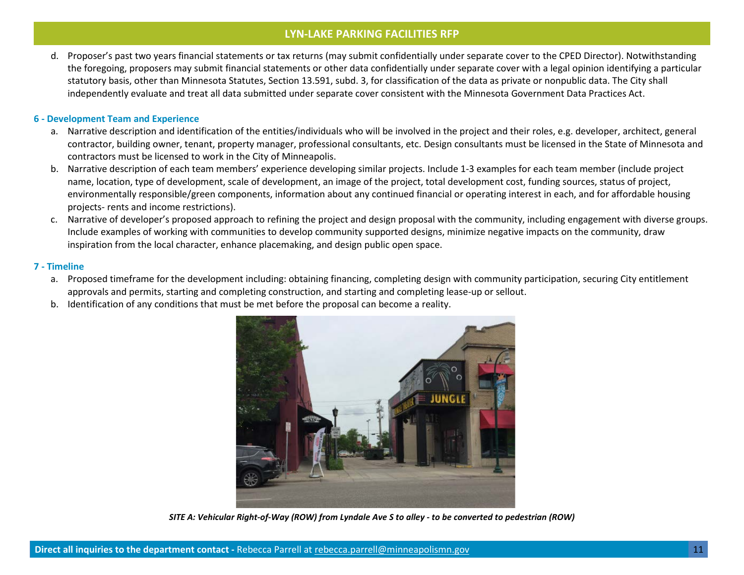d. Proposer's past two years financial statements or tax returns (may submit confidentially under separate cover to the CPED Director). Notwithstanding the foregoing, proposers may submit financial statements or other data confidentially under separate cover with a legal opinion identifying a particular statutory basis, other than Minnesota Statutes, Section 13.591, subd. 3, for classification of the data as private or nonpublic data. The City shall independently evaluate and treat all data submitted under separate cover consistent with the Minnesota Government Data Practices Act.

### 6 - Development Team and Experience

a. Narrative description and identification of the entities/individuals who will be involved in the project and their roles, e.g. developer, architect, general contractor, building owner, tenant, property manager, professional consultants, etc. Design consultants must be licensed in the State of Minnesota and contractors must be licensed to work in the City of Minneapolis.
b. Narrative description of each team members' experience developing similar projects. Include 1-3 examples for each team member (include project name, location, type of development, scale of development, an image of the project, total development cost, funding sources, status of project, environmentally responsible/green components, information about any continued financial or operating interest in each, and for affordable housing projects- rents and income restrictions).
c. Narrative of developer's proposed approach to refining the project and design proposal with the community, including engagement with diverse groups. Include examples of working with communities to develop community supported designs, minimize negative impacts on the community, draw inspiration from the local character, enhance placemaking, and design public open space.

### 7 - Timeline

a. Proposed timeframe for the development including: obtaining financing, completing design with community participation, securing City entitlement approvals and permits, starting and completing construction, and starting and completing lease-up or sellout.
b. Identification of any conditions that must be met before the proposal can become a reality.

***SITE A: Vehicular Right-of-Way (ROW) from Lyndale Ave S to alley - to be converted to pedestrian (ROW)***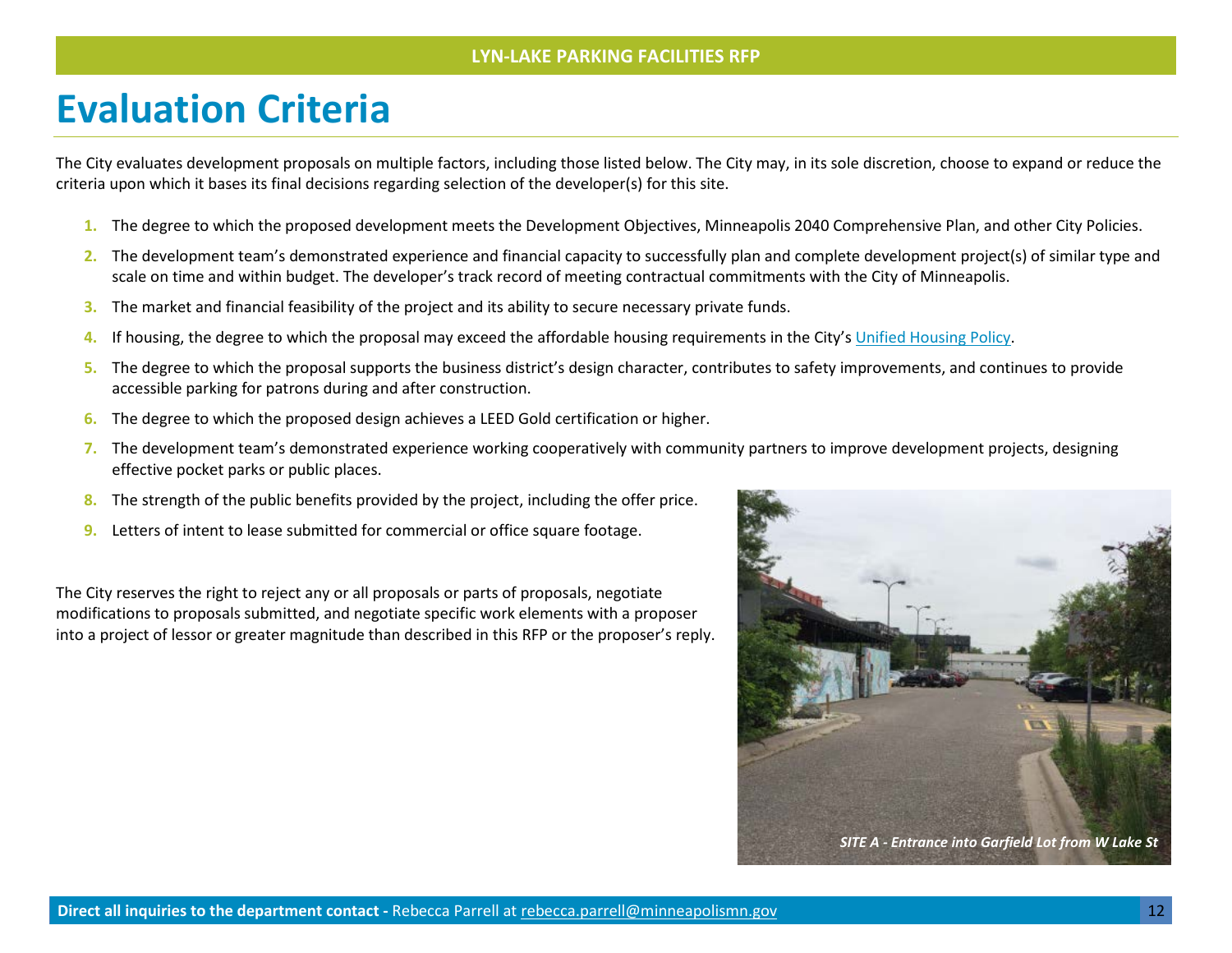# Evaluation Criteria

The City evaluates development proposals on multiple factors, including those listed below. The City may, in its sole discretion, choose to expand or reduce the criteria upon which it bases its final decisions regarding selection of the developer(s) for this site.

1. The degree to which the proposed development meets the Development Objectives, Minneapolis 2040 Comprehensive Plan, and other City Policies.
2. The development team's demonstrated experience and financial capacity to successfully plan and complete development project(s) of similar type and scale on time and within budget. The developer's track record of meeting contractual commitments with the City of Minneapolis.
3. The market and financial feasibility of the project and its ability to secure necessary private funds.
4. If housing, the degree to which the proposal may exceed the affordable housing requirements in the City's Unified Housing Policy.
5. The degree to which the proposal supports the business district's design character, contributes to safety improvements, and continues to provide accessible parking for patrons during and after construction.
6. The degree to which the proposed design achieves a LEED Gold certification or higher.
7. The development team's demonstrated experience working cooperatively with community partners to improve development projects, designing effective pocket parks or public places.
8. The strength of the public benefits provided by the project, including the offer price.
9. Letters of intent to lease submitted for commercial or office square footage.

The City reserves the right to reject any or all proposals or parts of proposals, negotiate modifications to proposals submitted, and negotiate specific work elements with a proposer into a project of lessor or greater magnitude than described in this RFP or the proposer's reply.

*SITE A - Entrance into Garfield Lot from W Lake St*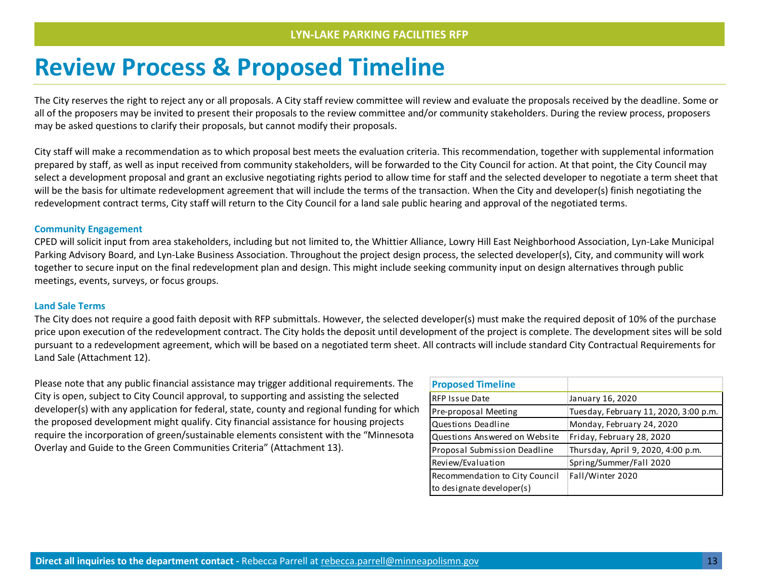# Review Process & Proposed Timeline

The City reserves the right to reject any or all proposals. A City staff review committee will review and evaluate the proposals received by the deadline. Some or all of the proposers may be invited to present their proposals to the review committee and/or community stakeholders. During the review process, proposers may be asked questions to clarify their proposals, but cannot modify their proposals.

City staff will make a recommendation as to which proposal best meets the evaluation criteria. This recommendation, together with supplemental information prepared by staff, as well as input received from community stakeholders, will be forwarded to the City Council for action. At that point, the City Council may select a development proposal and grant an exclusive negotiating rights period to allow time for staff and the selected developer to negotiate a term sheet that will be the basis for ultimate redevelopment agreement that will include the terms of the transaction. When the City and developer(s) finish negotiating the redevelopment contract terms, City staff will return to the City Council for a land sale public hearing and approval of the negotiated terms.

### Community Engagement

CPED will solicit input from area stakeholders, including but not limited to, the Whittier Alliance, Lowry Hill East Neighborhood Association, Lyn-Lake Municipal Parking Advisory Board, and Lyn-Lake Business Association. Throughout the project design process, the selected developer(s), City, and community will work together to secure input on the final redevelopment plan and design. This might include seeking community input on design alternatives through public meetings, events, surveys, or focus groups.

### Land Sale Terms

The City does not require a good faith deposit with RFP submittals. However, the selected developer(s) must make the required deposit of 10% of the purchase price upon execution of the redevelopment contract. The City holds the deposit until development of the project is complete. The development sites will be sold pursuant to a redevelopment agreement, which will be based on a negotiated term sheet. All contracts will include standard City Contractual Requirements for Land Sale (Attachment 12).

Please note that any public financial assistance may trigger additional requirements. The City is open, subject to City Council approval, to supporting and assisting the selected developer(s) with any application for federal, state, county and regional funding for which the proposed development might qualify. City financial assistance for housing projects require the incorporation of green/sustainable elements consistent with the "Minnesota Overlay and Guide to the Green Communities Criteria" (Attachment 13).

| Proposed Timeline | |
|---|---|
| RFP Issue Date | January 16, 2020 |
| Pre-proposal Meeting | Tuesday, February 11, 2020, 3:00 p.m. |
| Questions Deadline | Monday, February 24, 2020 |
| Questions Answered on Website | Friday, February 28, 2020 |
| Proposal Submission Deadline | Thursday, April 9, 2020, 4:00 p.m. |
| Review/Evaluation | Spring/Summer/Fall 2020 |
| Recommendation to City Council to designate developer(s) | Fall/Winter 2020 |

**Direct all inquiries to the department contact -** Rebecca Parrell at rebecca.parrell@minneapolismn.gov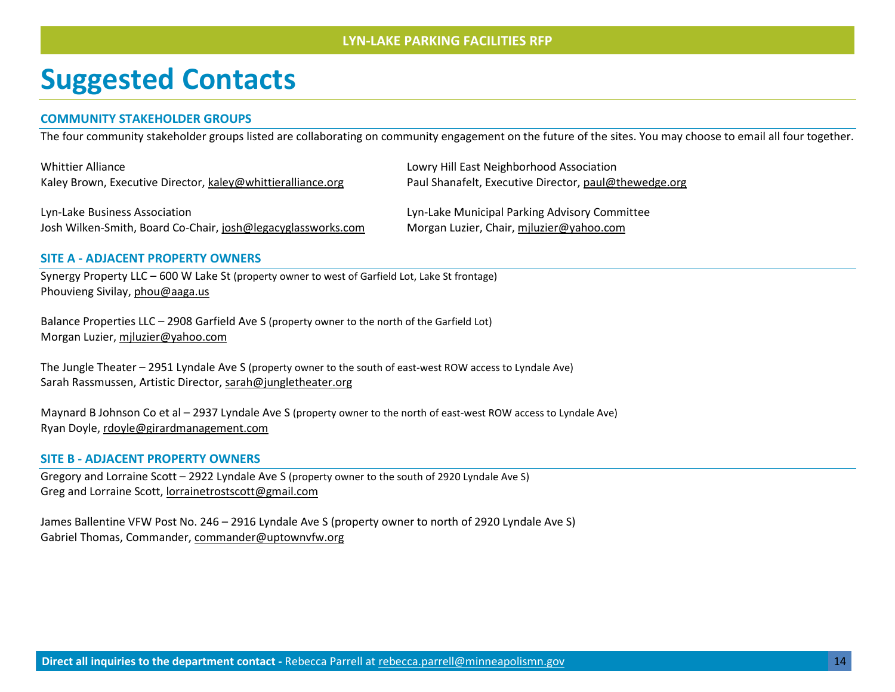# Suggested Contacts

## COMMUNITY STAKEHOLDER GROUPS

The four community stakeholder groups listed are collaborating on community engagement on the future of the sites. You may choose to email all four together.

Whittier Alliance
Kaley Brown, Executive Director, kaley@whittieralliance.org

Lyn-Lake Business Association
Josh Wilken-Smith, Board Co-Chair, josh@legacyglassworks.com

Lowry Hill East Neighborhood Association
Paul Shanafelt, Executive Director, paul@thewedge.org

Lyn-Lake Municipal Parking Advisory Committee
Morgan Luzier, Chair, mjluzier@yahoo.com

## SITE A - ADJACENT PROPERTY OWNERS

Synergy Property LLC – 600 W Lake St (property owner to west of Garfield Lot, Lake St frontage)
Phouvieng Sivilay, phou@aaga.us

Balance Properties LLC – 2908 Garfield Ave S (property owner to the north of the Garfield Lot)
Morgan Luzier, mjluzier@yahoo.com

The Jungle Theater – 2951 Lyndale Ave S (property owner to the south of east-west ROW access to Lyndale Ave)
Sarah Rassmussen, Artistic Director, sarah@jungletheater.org

Maynard B Johnson Co et al – 2937 Lyndale Ave S (property owner to the north of east-west ROW access to Lyndale Ave)
Ryan Doyle, rdoyle@girardmanagement.com

## SITE B - ADJACENT PROPERTY OWNERS

Gregory and Lorraine Scott – 2922 Lyndale Ave S (property owner to the south of 2920 Lyndale Ave S)
Greg and Lorraine Scott, lorrainetrostscott@gmail.com

James Ballentine VFW Post No. 246 – 2916 Lyndale Ave S (property owner to north of 2920 Lyndale Ave S)
Gabriel Thomas, Commander, commander@uptownvfw.org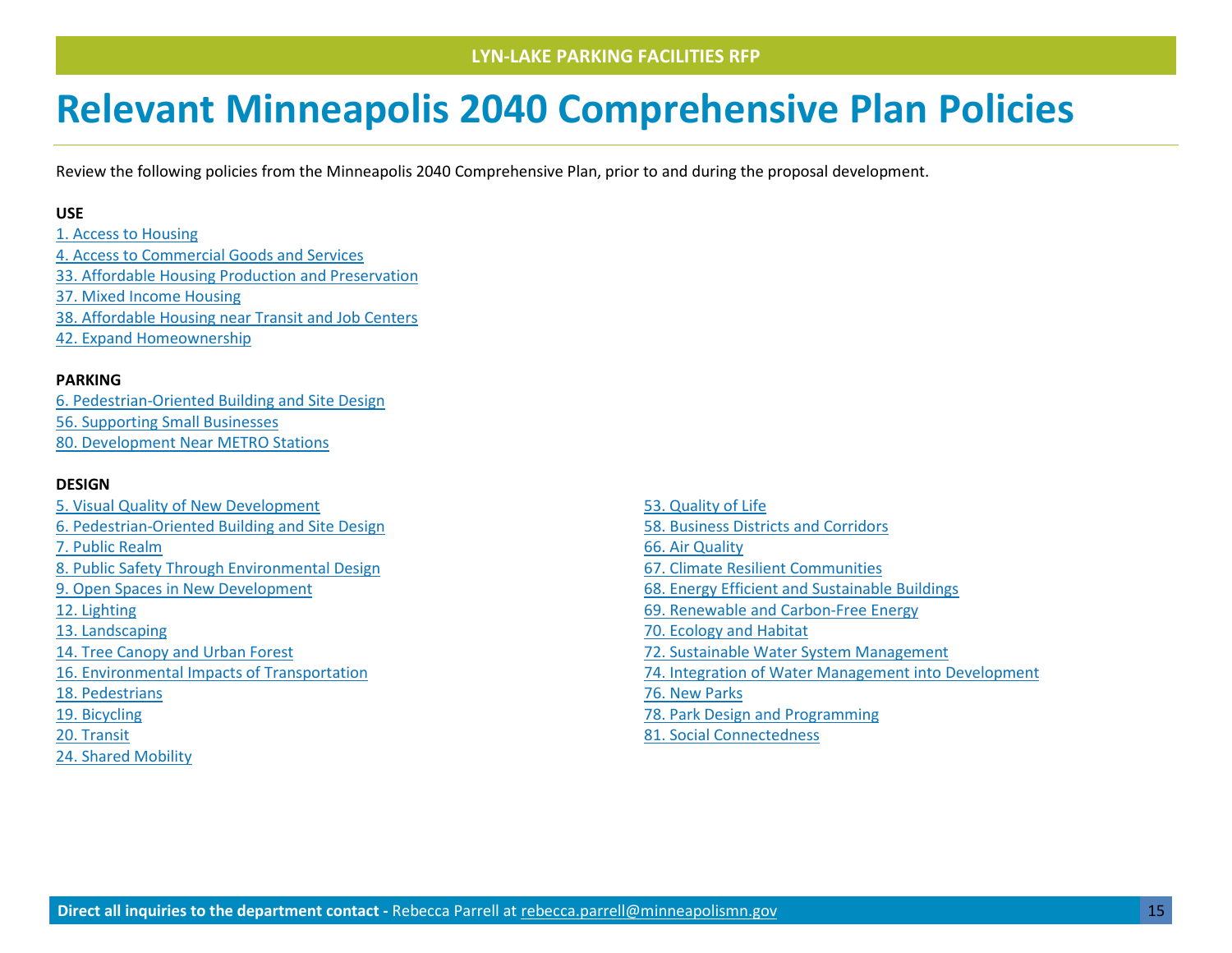# Relevant Minneapolis 2040 Comprehensive Plan Policies

Review the following policies from the Minneapolis 2040 Comprehensive Plan, prior to and during the proposal development.

**USE**

1. Access to Housing
4. Access to Commercial Goods and Services
33. Affordable Housing Production and Preservation
37. Mixed Income Housing
38. Affordable Housing near Transit and Job Centers
42. Expand Homeownership

**PARKING**

6. Pedestrian-Oriented Building and Site Design
56. Supporting Small Businesses
80. Development Near METRO Stations

**DESIGN**

5. Visual Quality of New Development
6. Pedestrian-Oriented Building and Site Design
7. Public Realm
8. Public Safety Through Environmental Design
9. Open Spaces in New Development
12. Lighting
13. Landscaping
14. Tree Canopy and Urban Forest
16. Environmental Impacts of Transportation
18. Pedestrians
19. Bicycling
20. Transit
24. Shared Mobility
53. Quality of Life
58. Business Districts and Corridors
66. Air Quality
67. Climate Resilient Communities
68. Energy Efficient and Sustainable Buildings
69. Renewable and Carbon-Free Energy
70. Ecology and Habitat
72. Sustainable Water System Management
74. Integration of Water Management into Development
76. New Parks
78. Park Design and Programming
81. Social Connectedness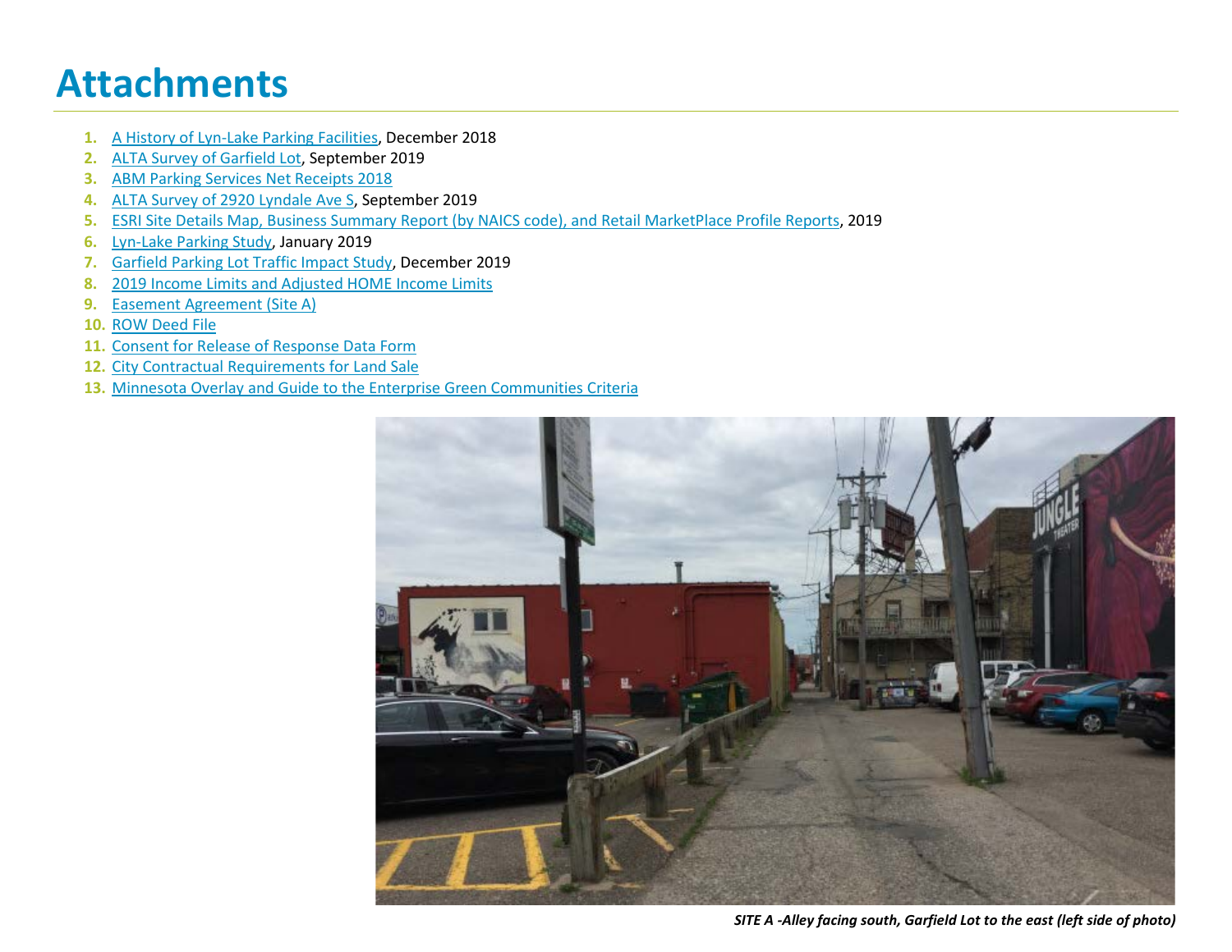# Attachments

1. A History of Lyn-Lake Parking Facilities, December 2018
2. ALTA Survey of Garfield Lot, September 2019
3. ABM Parking Services Net Receipts 2018
4. ALTA Survey of 2920 Lyndale Ave S, September 2019
5. ESRI Site Details Map, Business Summary Report (by NAICS code), and Retail MarketPlace Profile Reports, 2019
6. Lyn-Lake Parking Study, January 2019
7. Garfield Parking Lot Traffic Impact Study, December 2019
8. 2019 Income Limits and Adjusted HOME Income Limits
9. Easement Agreement (Site A)
10. ROW Deed File
11. Consent for Release of Response Data Form
12. City Contractual Requirements for Land Sale
13. Minnesota Overlay and Guide to the Enterprise Green Communities Criteria

*SITE A -Alley facing south, Garfield Lot to the east (left side of photo)*